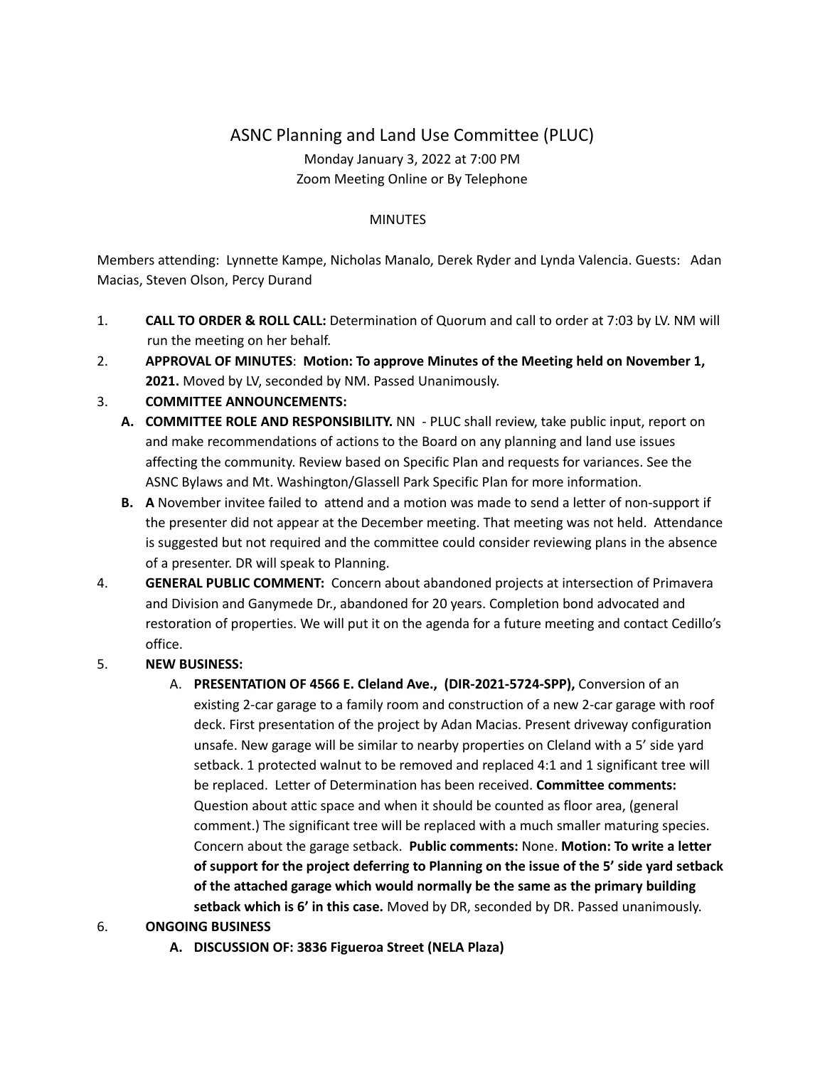# ASNC Planning and Land Use Committee (PLUC)

Monday January 3, 2022 at 7:00 PM
Zoom Meeting Online or By Telephone

MINUTES

Members attending: Lynnette Kampe, Nicholas Manalo, Derek Ryder and Lynda Valencia. Guests: Adan Macias, Steven Olson, Percy Durand

1. **CALL TO ORDER & ROLL CALL:** Determination of Quorum and call to order at 7:03 by LV. NM will run the meeting on her behalf.
2. **APPROVAL OF MINUTES**: **Motion: To approve Minutes of the Meeting held on November 1, 2021.** Moved by LV, seconded by NM. Passed Unanimously.
3. **COMMITTEE ANNOUNCEMENTS:**
   - **A. COMMITTEE ROLE AND RESPONSIBILITY.** NN - PLUC shall review, take public input, report on and make recommendations of actions to the Board on any planning and land use issues affecting the community. Review based on Specific Plan and requests for variances. See the ASNC Bylaws and Mt. Washington/Glassell Park Specific Plan for more information.
   - **B. A** November invitee failed to attend and a motion was made to send a letter of non-support if the presenter did not appear at the December meeting. That meeting was not held. Attendance is suggested but not required and the committee could consider reviewing plans in the absence of a presenter. DR will speak to Planning.
4. **GENERAL PUBLIC COMMENT:** Concern about abandoned projects at intersection of Primavera and Division and Ganymede Dr., abandoned for 20 years. Completion bond advocated and restoration of properties. We will put it on the agenda for a future meeting and contact Cedillo's office.
5. **NEW BUSINESS:**
   - A. **PRESENTATION OF 4566 E. Cleland Ave., (DIR-2021-5724-SPP),** Conversion of an existing 2-car garage to a family room and construction of a new 2-car garage with roof deck. First presentation of the project by Adan Macias. Present driveway configuration unsafe. New garage will be similar to nearby properties on Cleland with a 5' side yard setback. 1 protected walnut to be removed and replaced 4:1 and 1 significant tree will be replaced. Letter of Determination has been received. **Committee comments:** Question about attic space and when it should be counted as floor area, (general comment.) The significant tree will be replaced with a much smaller maturing species. Concern about the garage setback. **Public comments:** None. **Motion: To write a letter of support for the project deferring to Planning on the issue of the 5' side yard setback of the attached garage which would normally be the same as the primary building setback which is 6' in this case.** Moved by DR, seconded by DR. Passed unanimously.
6. **ONGOING BUSINESS**
   - **A. DISCUSSION OF: 3836 Figueroa Street (NELA Plaza)**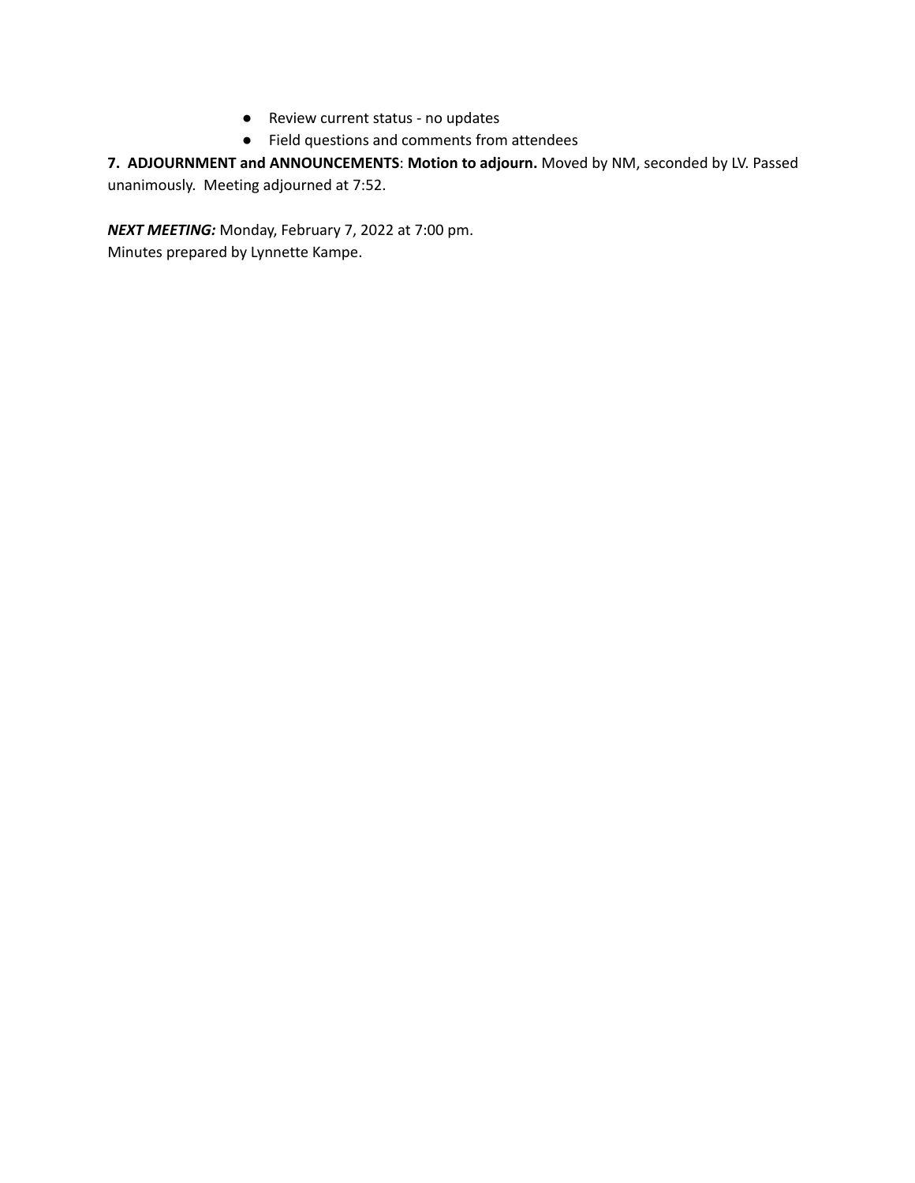- Review current status - no updates
- Field questions and comments from attendees

**7. ADJOURNMENT and ANNOUNCEMENTS**: **Motion to adjourn.** Moved by NM, seconded by LV. Passed unanimously. Meeting adjourned at 7:52.

***NEXT MEETING:*** Monday, February 7, 2022 at 7:00 pm.
Minutes prepared by Lynnette Kampe.